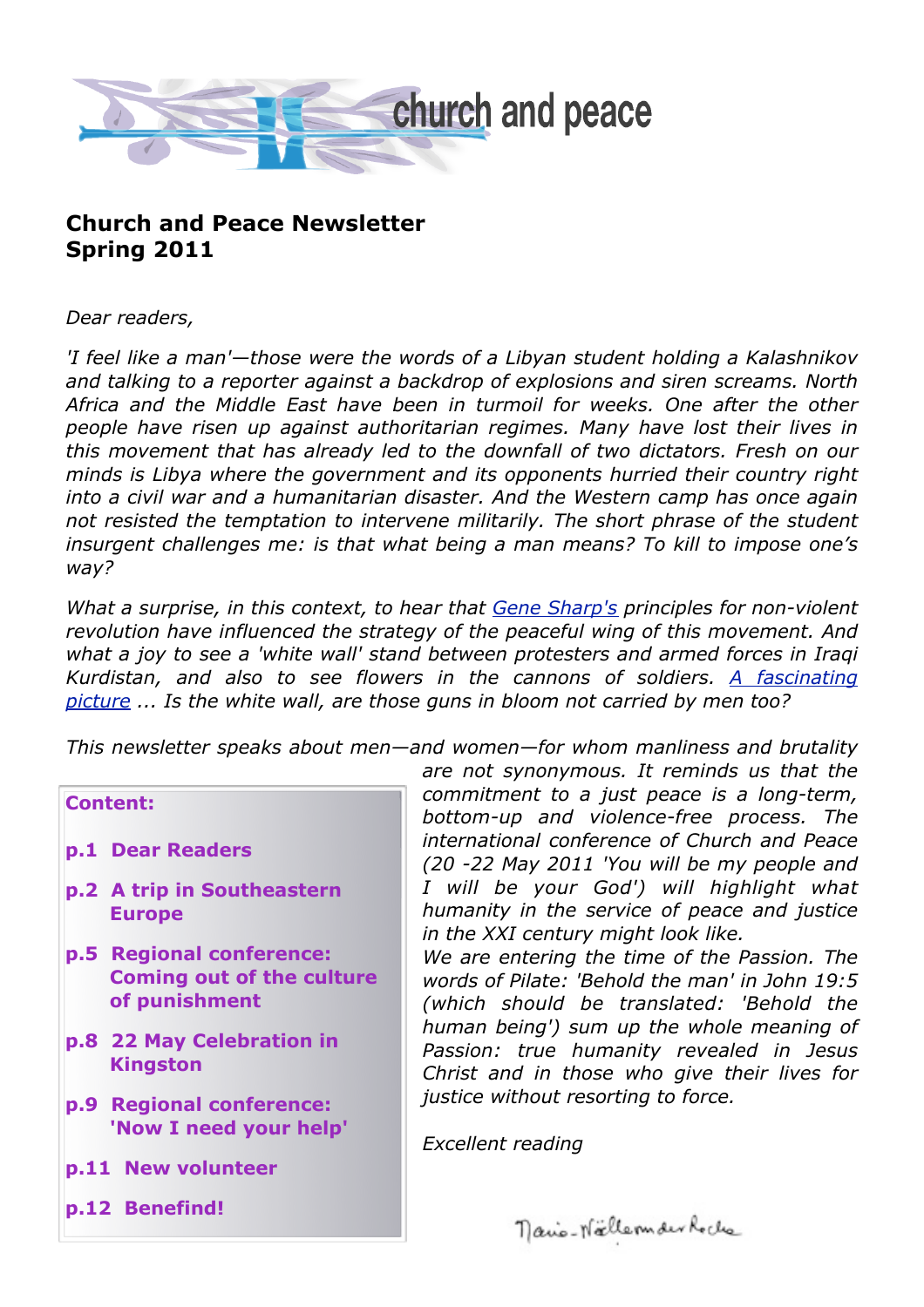church and peace

# Church and Peace Newsletter
# Spring 2011

*Dear readers,*

*'I feel like a man'—those were the words of a Libyan student holding a Kalashnikov and talking to a reporter against a backdrop of explosions and siren screams. North Africa and the Middle East have been in turmoil for weeks. One after the other people have risen up against authoritarian regimes. Many have lost their lives in this movement that has already led to the downfall of two dictators. Fresh on our minds is Libya where the government and its opponents hurried their country right into a civil war and a humanitarian disaster. And the Western camp has once again not resisted the temptation to intervene militarily. The short phrase of the student insurgent challenges me: is that what being a man means? To kill to impose one's way?*

*What a surprise, in this context, to hear that [Gene Sharp's] principles for non-violent revolution have influenced the strategy of the peaceful wing of this movement. And what a joy to see a 'white wall' stand between protesters and armed forces in Iraqi Kurdistan, and also to see flowers in the cannons of soldiers. [A fascinating picture] ... Is the white wall, are those guns in bloom not carried by men too?*

*This newsletter speaks about men—and women—for whom manliness and brutality are not synonymous. It reminds us that the commitment to a just peace is a long-term, bottom-up and violence-free process. The international conference of Church and Peace (20 -22 May 2011 'You will be my people and I will be your God') will highlight what humanity in the service of peace and justice in the XXI century might look like.*
*We are entering the time of the Passion. The words of Pilate: 'Behold the man' in John 19:5 (which should be translated: 'Behold the human being') sum up the whole meaning of Passion: true humanity revealed in Jesus Christ and in those who give their lives for justice without resorting to force.*

*Excellent reading*

Marie-Noëlle von der Recke

**Content:**

- **p.1 Dear Readers**
- **p.2 A trip in Southeastern Europe**
- **p.5 Regional conference: Coming out of the culture of punishment**
- **p.8 22 May Celebration in Kingston**
- **p.9 Regional conference: 'Now I need your help'**
- **p.11 New volunteer**
- **p.12 Benefind!**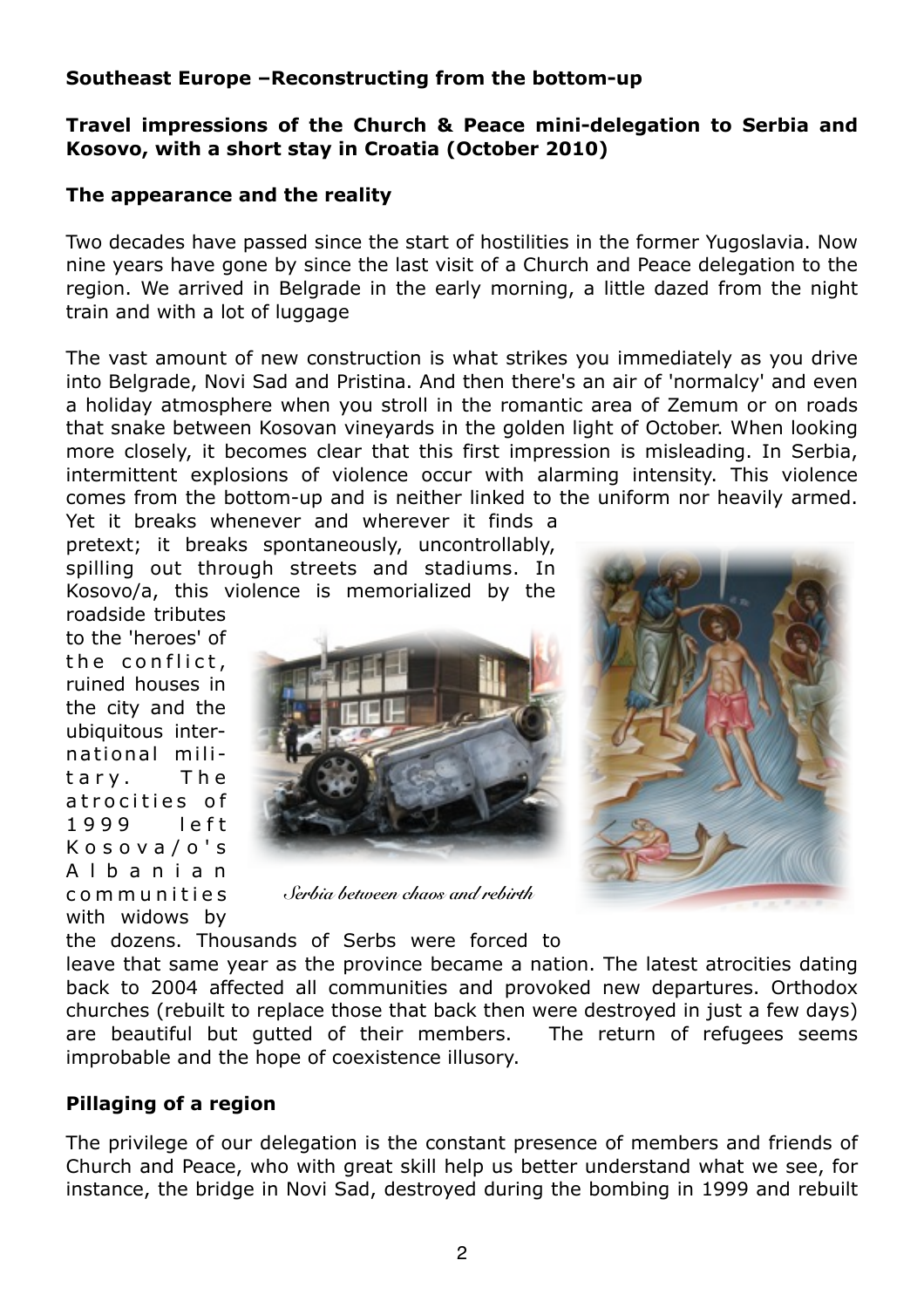**Southeast Europe –Reconstructing from the bottom-up**

**Travel impressions of the Church & Peace mini-delegation to Serbia and Kosovo, with a short stay in Croatia (October 2010)**

**The appearance and the reality**

Two decades have passed since the start of hostilities in the former Yugoslavia. Now nine years have gone by since the last visit of a Church and Peace delegation to the region. We arrived in Belgrade in the early morning, a little dazed from the night train and with a lot of luggage

The vast amount of new construction is what strikes you immediately as you drive into Belgrade, Novi Sad and Pristina. And then there's an air of 'normalcy' and even a holiday atmosphere when you stroll in the romantic area of Zemum or on roads that snake between Kosovan vineyards in the golden light of October. When looking more closely, it becomes clear that this first impression is misleading. In Serbia, intermittent explosions of violence occur with alarming intensity. This violence comes from the bottom-up and is neither linked to the uniform nor heavily armed. Yet it breaks whenever and wherever it finds a pretext; it breaks spontaneously, uncontrollably, spilling out through streets and stadiums. In Kosovo/a, this violence is memorialized by the roadside tributes to the 'heroes' of the conflict, ruined houses in the city and the ubiquitous international military. The atrocities of 1999 left Kosova/o's Albanian communities with widows by the dozens. Thousands of Serbs were forced to leave that same year as the province became a nation. The latest atrocities dating back to 2004 affected all communities and provoked new departures. Orthodox churches (rebuilt to replace those that back then were destroyed in just a few days) are beautiful but gutted of their members. The return of refugees seems improbable and the hope of coexistence illusory.

*Serbia between chaos and rebirth*

**Pillaging of a region**

The privilege of our delegation is the constant presence of members and friends of Church and Peace, who with great skill help us better understand what we see, for instance, the bridge in Novi Sad, destroyed during the bombing in 1999 and rebuilt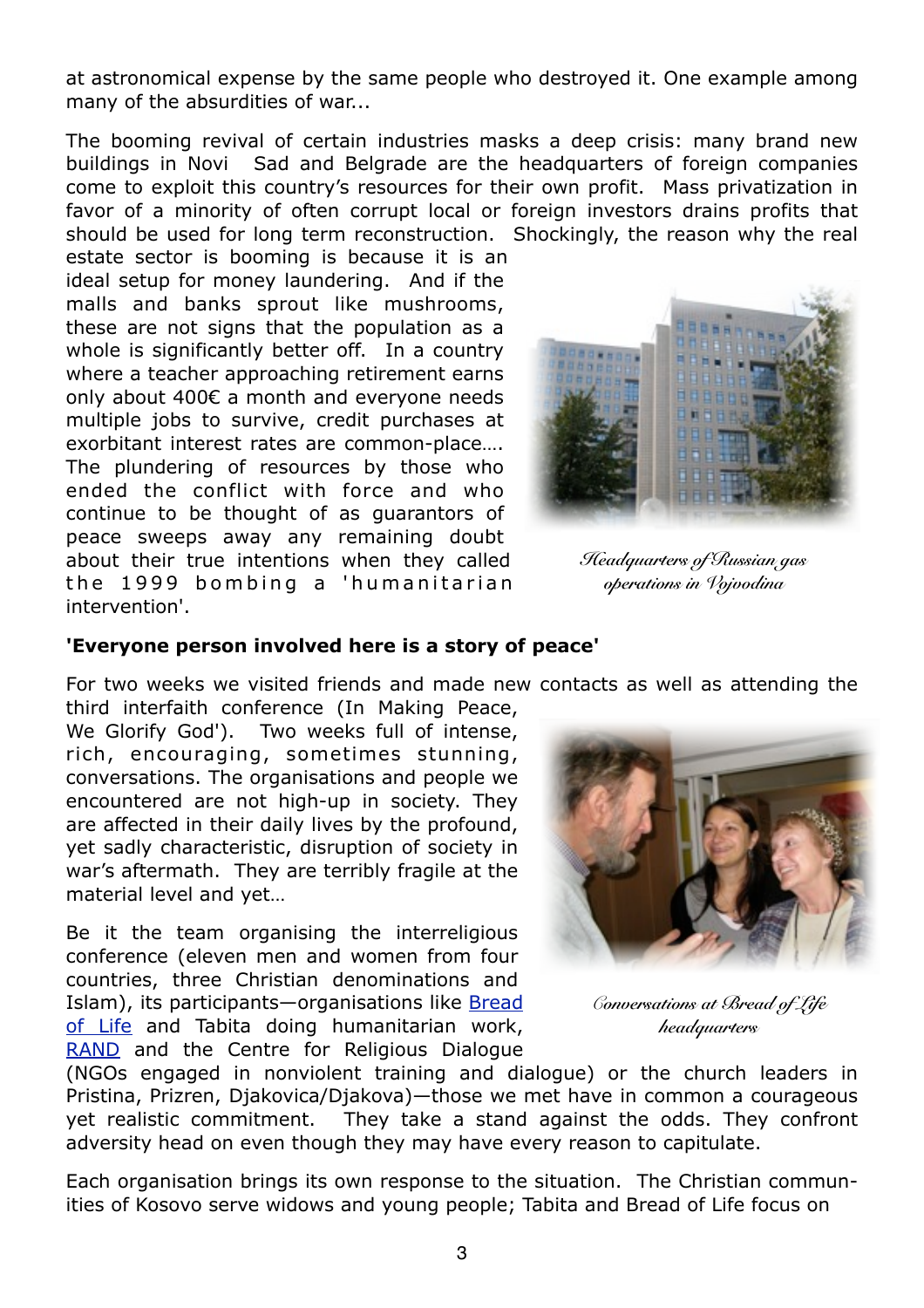at astronomical expense by the same people who destroyed it. One example among many of the absurdities of war...

The booming revival of certain industries masks a deep crisis: many brand new buildings in Novi Sad and Belgrade are the headquarters of foreign companies come to exploit this country's resources for their own profit. Mass privatization in favor of a minority of often corrupt local or foreign investors drains profits that should be used for long term reconstruction. Shockingly, the reason why the real estate sector is booming is because it is an ideal setup for money laundering. And if the malls and banks sprout like mushrooms, these are not signs that the population as a whole is significantly better off. In a country where a teacher approaching retirement earns only about 400€ a month and everyone needs multiple jobs to survive, credit purchases at exorbitant interest rates are common-place…. The plundering of resources by those who ended the conflict with force and who continue to be thought of as guarantors of peace sweeps away any remaining doubt about their true intentions when they called the 1999 bombing a 'humanitarian intervention'.

*Headquarters of Russian gas operations in Vojvodina*

**'Everyone person involved here is a story of peace'**

For two weeks we visited friends and made new contacts as well as attending the third interfaith conference (In Making Peace, We Glorify God'). Two weeks full of intense, rich, encouraging, sometimes stunning, conversations. The organisations and people we encountered are not high-up in society. They are affected in their daily lives by the profound, yet sadly characteristic, disruption of society in war's aftermath. They are terribly fragile at the material level and yet…

*Conversations at Bread of Life headquarters*

Be it the team organising the interreligious conference (eleven men and women from four countries, three Christian denominations and Islam), its participants—organisations like [Bread of Life]() and Tabita doing humanitarian work, [RAND]() and the Centre for Religious Dialogue (NGOs engaged in nonviolent training and dialogue) or the church leaders in Pristina, Prizren, Djakovica/Djakova)—those we met have in common a courageous yet realistic commitment. They take a stand against the odds. They confront adversity head on even though they may have every reason to capitulate.

Each organisation brings its own response to the situation. The Christian communities of Kosovo serve widows and young people; Tabita and Bread of Life focus on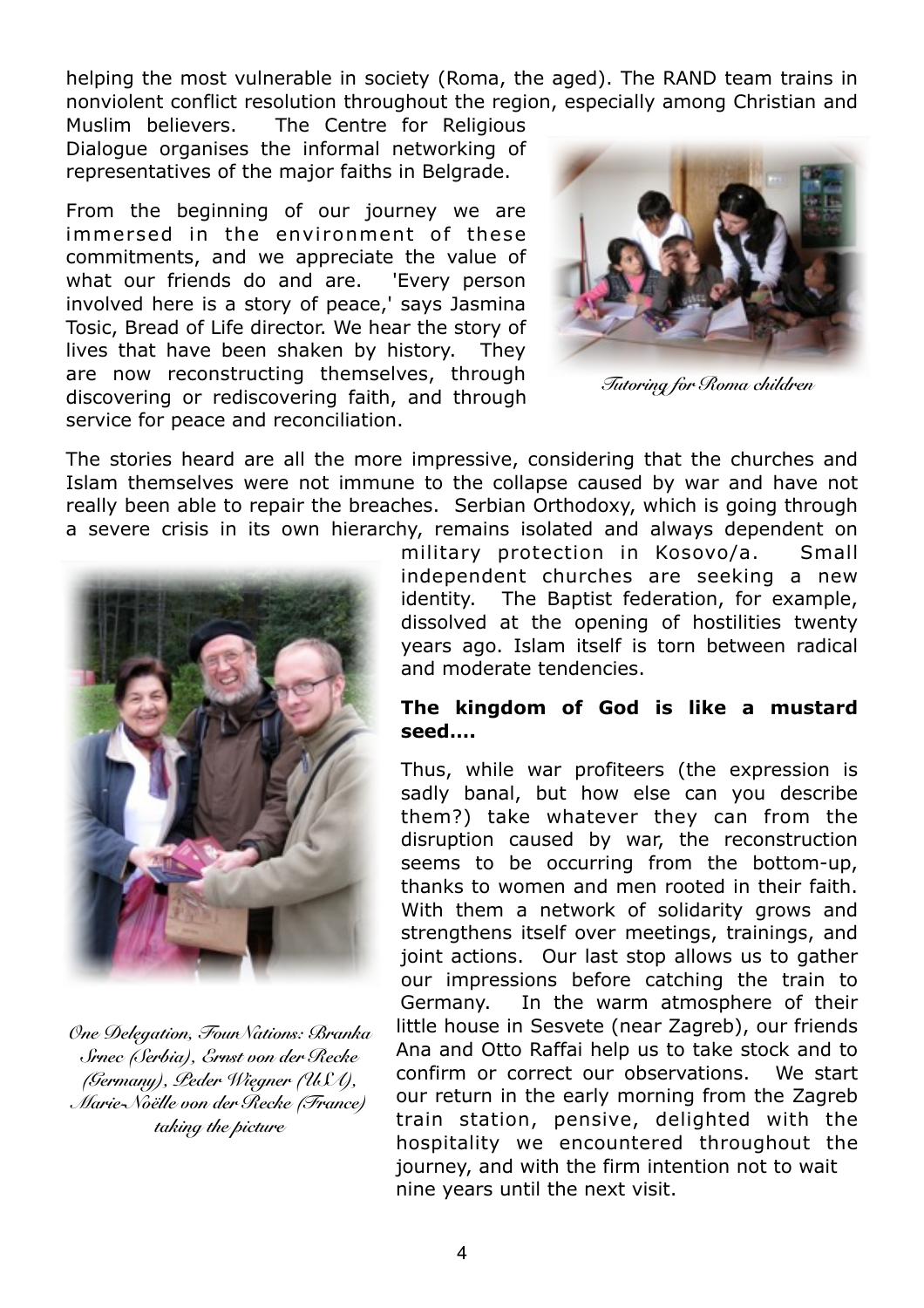helping the most vulnerable in society (Roma, the aged). The RAND team trains in nonviolent conflict resolution throughout the region, especially among Christian and Muslim believers. The Centre for Religious Dialogue organises the informal networking of representatives of the major faiths in Belgrade.

From the beginning of our journey we are immersed in the environment of these commitments, and we appreciate the value of what our friends do and are. 'Every person involved here is a story of peace,' says Jasmina Tosic, Bread of Life director. We hear the story of lives that have been shaken by history. They are now reconstructing themselves, through discovering or rediscovering faith, and through service for peace and reconciliation.

*Tutoring for Roma children*

The stories heard are all the more impressive, considering that the churches and Islam themselves were not immune to the collapse caused by war and have not really been able to repair the breaches. Serbian Orthodoxy, which is going through a severe crisis in its own hierarchy, remains isolated and always dependent on military protection in Kosovo/a. Small independent churches are seeking a new identity. The Baptist federation, for example, dissolved at the opening of hostilities twenty years ago. Islam itself is torn between radical and moderate tendencies.

*One Delegation, Four Nations: Branka Srnec (Serbia), Ernst von der Recke (Germany), Peder Wiegner (USA), Marie-Noëlle von der Recke (France) taking the picture*

**The kingdom of God is like a mustard seed....**

Thus, while war profiteers (the expression is sadly banal, but how else can you describe them?) take whatever they can from the disruption caused by war, the reconstruction seems to be occurring from the bottom-up, thanks to women and men rooted in their faith. With them a network of solidarity grows and strengthens itself over meetings, trainings, and joint actions. Our last stop allows us to gather our impressions before catching the train to Germany. In the warm atmosphere of their little house in Sesvete (near Zagreb), our friends Ana and Otto Raffai help us to take stock and to confirm or correct our observations. We start our return in the early morning from the Zagreb train station, pensive, delighted with the hospitality we encountered throughout the journey, and with the firm intention not to wait nine years until the next visit.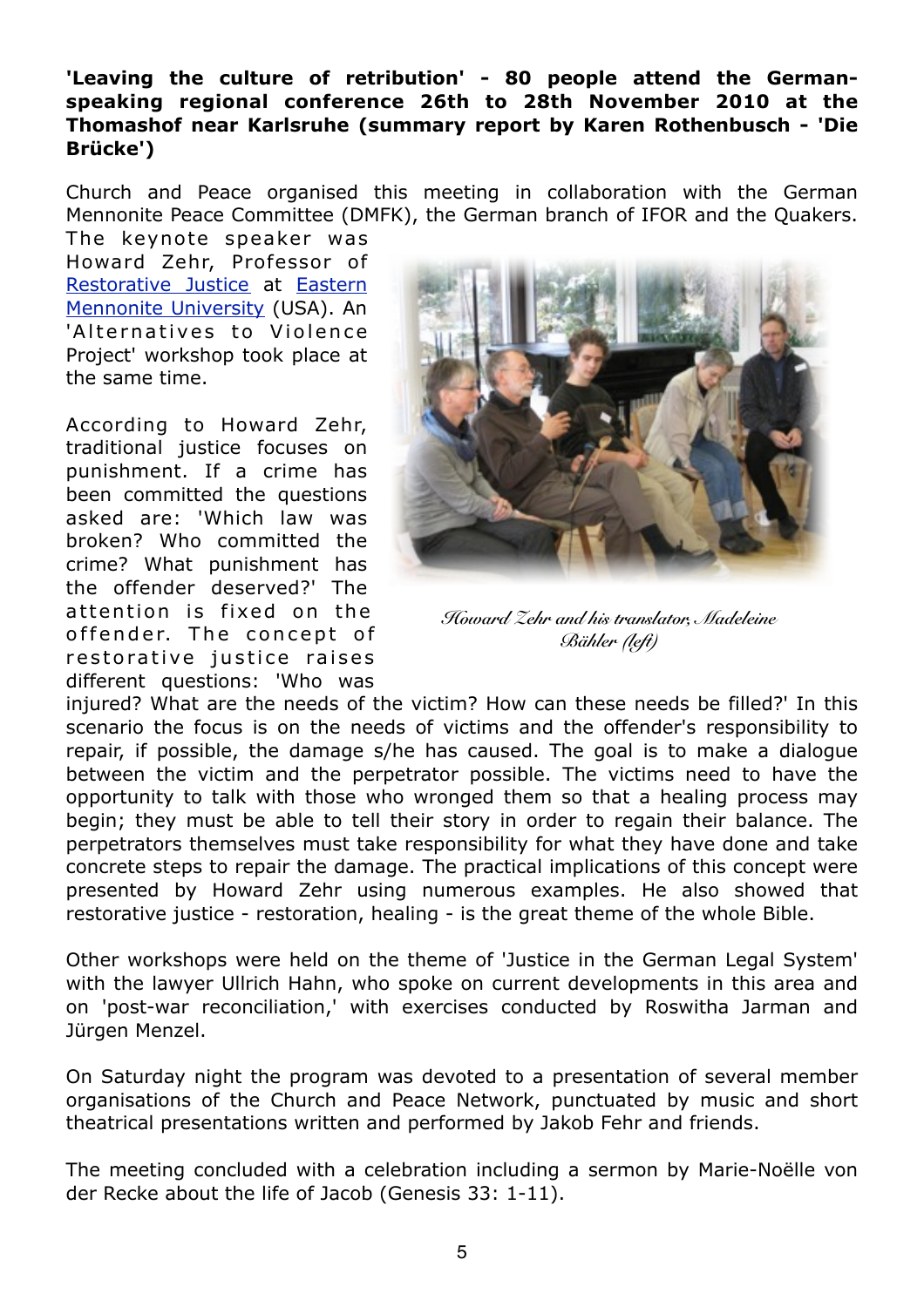**'Leaving the culture of retribution' - 80 people attend the German-speaking regional conference 26th to 28th November 2010 at the Thomashof near Karlsruhe (summary report by Karen Rothenbusch - 'Die Brücke')**

Church and Peace organised this meeting in collaboration with the German Mennonite Peace Committee (DMFK), the German branch of IFOR and the Quakers. The keynote speaker was Howard Zehr, Professor of Restorative Justice at Eastern Mennonite University (USA). An 'Alternatives to Violence Project' workshop took place at the same time.

*Howard Zehr and his translator, Madeleine Bähler (left)*

According to Howard Zehr, traditional justice focuses on punishment. If a crime has been committed the questions asked are: 'Which law was broken? Who committed the crime? What punishment has the offender deserved?' The attention is fixed on the offender. The concept of restorative justice raises different questions: 'Who was injured? What are the needs of the victim? How can these needs be filled?' In this scenario the focus is on the needs of victims and the offender's responsibility to repair, if possible, the damage s/he has caused. The goal is to make a dialogue between the victim and the perpetrator possible. The victims need to have the opportunity to talk with those who wronged them so that a healing process may begin; they must be able to tell their story in order to regain their balance. The perpetrators themselves must take responsibility for what they have done and take concrete steps to repair the damage. The practical implications of this concept were presented by Howard Zehr using numerous examples. He also showed that restorative justice - restoration, healing - is the great theme of the whole Bible.

Other workshops were held on the theme of 'Justice in the German Legal System' with the lawyer Ullrich Hahn, who spoke on current developments in this area and on 'post-war reconciliation,' with exercises conducted by Roswitha Jarman and Jürgen Menzel.

On Saturday night the program was devoted to a presentation of several member organisations of the Church and Peace Network, punctuated by music and short theatrical presentations written and performed by Jakob Fehr and friends.

The meeting concluded with a celebration including a sermon by Marie-Noëlle von der Recke about the life of Jacob (Genesis 33: 1-11).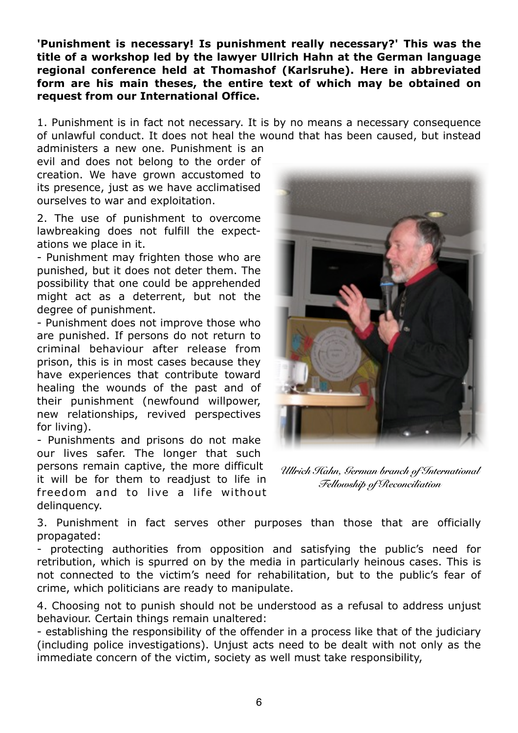**'Punishment is necessary! Is punishment really necessary?' This was the title of a workshop led by the lawyer Ullrich Hahn at the German language regional conference held at Thomashof (Karlsruhe). Here in abbreviated form are his main theses, the entire text of which may be obtained on request from our International Office.**

1. Punishment is in fact not necessary. It is by no means a necessary consequence of unlawful conduct. It does not heal the wound that has been caused, but instead administers a new one. Punishment is an evil and does not belong to the order of creation. We have grown accustomed to its presence, just as we have acclimatised ourselves to war and exploitation.

2. The use of punishment to overcome lawbreaking does not fulfill the expectations we place in it.

- Punishment may frighten those who are punished, but it does not deter them. The possibility that one could be apprehended might act as a deterrent, but not the degree of punishment.
- Punishment does not improve those who are punished. If persons do not return to criminal behaviour after release from prison, this is in most cases because they have experiences that contribute toward healing the wounds of the past and of their punishment (newfound willpower, new relationships, revived perspectives for living).
- Punishments and prisons do not make our lives safer. The longer that such persons remain captive, the more difficult it will be for them to readjust to life in freedom and to live a life without delinquency.

*Ullrich Hahn, German branch of International Fellowship of Reconciliation*

3. Punishment in fact serves other purposes than those that are officially propagated:

- protecting authorities from opposition and satisfying the public's need for retribution, which is spurred on by the media in particularly heinous cases. This is not connected to the victim's need for rehabilitation, but to the public's fear of crime, which politicians are ready to manipulate.

4. Choosing not to punish should not be understood as a refusal to address unjust behaviour. Certain things remain unaltered:

- establishing the responsibility of the offender in a process like that of the judiciary (including police investigations). Unjust acts need to be dealt with not only as the immediate concern of the victim, society as well must take responsibility,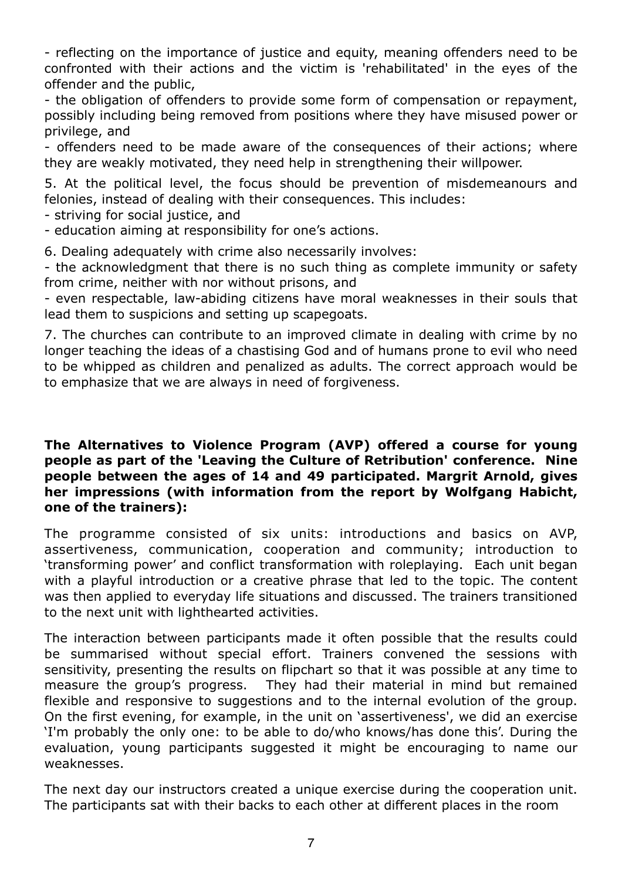- reflecting on the importance of justice and equity, meaning offenders need to be confronted with their actions and the victim is 'rehabilitated' in the eyes of the offender and the public,
- the obligation of offenders to provide some form of compensation or repayment, possibly including being removed from positions where they have misused power or privilege, and
- offenders need to be made aware of the consequences of their actions; where they are weakly motivated, they need help in strengthening their willpower.

5. At the political level, the focus should be prevention of misdemeanours and felonies, instead of dealing with their consequences. This includes:
- striving for social justice, and
- education aiming at responsibility for one's actions.

6. Dealing adequately with crime also necessarily involves:
- the acknowledgment that there is no such thing as complete immunity or safety from crime, neither with nor without prisons, and
- even respectable, law-abiding citizens have moral weaknesses in their souls that lead them to suspicions and setting up scapegoats.

7. The churches can contribute to an improved climate in dealing with crime by no longer teaching the ideas of a chastising God and of humans prone to evil who need to be whipped as children and penalized as adults. The correct approach would be to emphasize that we are always in need of forgiveness.

**The Alternatives to Violence Program (AVP) offered a course for young people as part of the 'Leaving the Culture of Retribution' conference. Nine people between the ages of 14 and 49 participated. Margrit Arnold, gives her impressions (with information from the report by Wolfgang Habicht, one of the trainers):**

The programme consisted of six units: introductions and basics on AVP, assertiveness, communication, cooperation and community; introduction to 'transforming power' and conflict transformation with roleplaying. Each unit began with a playful introduction or a creative phrase that led to the topic. The content was then applied to everyday life situations and discussed. The trainers transitioned to the next unit with lighthearted activities.

The interaction between participants made it often possible that the results could be summarised without special effort. Trainers convened the sessions with sensitivity, presenting the results on flipchart so that it was possible at any time to measure the group's progress. They had their material in mind but remained flexible and responsive to suggestions and to the internal evolution of the group. On the first evening, for example, in the unit on 'assertiveness', we did an exercise 'I'm probably the only one: to be able to do/who knows/has done this'. During the evaluation, young participants suggested it might be encouraging to name our weaknesses.

The next day our instructors created a unique exercise during the cooperation unit. The participants sat with their backs to each other at different places in the room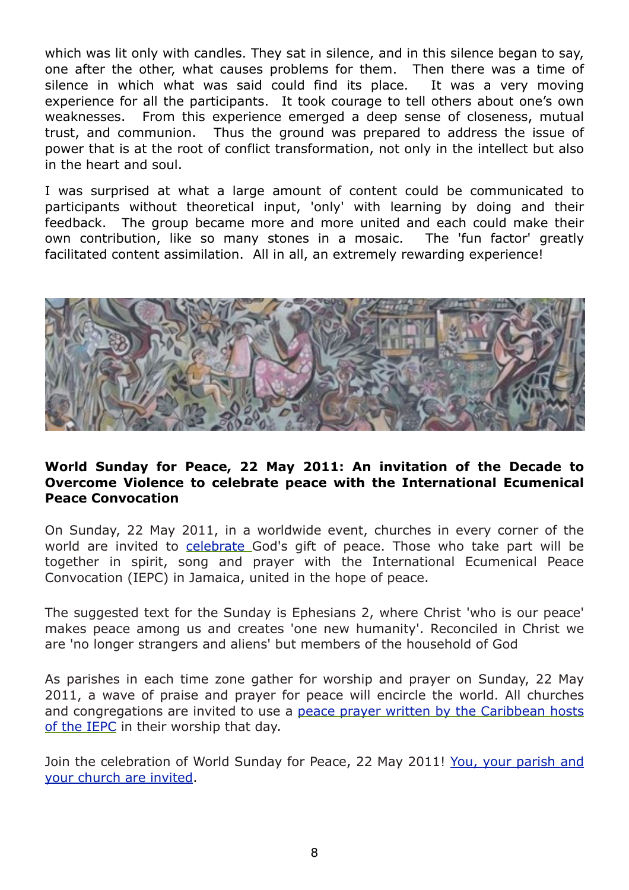which was lit only with candles. They sat in silence, and in this silence began to say, one after the other, what causes problems for them. Then there was a time of silence in which what was said could find its place. It was a very moving experience for all the participants. It took courage to tell others about one's own weaknesses. From this experience emerged a deep sense of closeness, mutual trust, and communion. Thus the ground was prepared to address the issue of power that is at the root of conflict transformation, not only in the intellect but also in the heart and soul.

I was surprised at what a large amount of content could be communicated to participants without theoretical input, 'only' with learning by doing and their feedback. The group became more and more united and each could make their own contribution, like so many stones in a mosaic. The 'fun factor' greatly facilitated content assimilation. All in all, an extremely rewarding experience!

**World Sunday for Peace, 22 May 2011: An invitation of the Decade to Overcome Violence to celebrate peace with the International Ecumenical Peace Convocation**

On Sunday, 22 May 2011, in a worldwide event, churches in every corner of the world are invited to celebrate God's gift of peace. Those who take part will be together in spirit, song and prayer with the International Ecumenical Peace Convocation (IEPC) in Jamaica, united in the hope of peace.

The suggested text for the Sunday is Ephesians 2, where Christ 'who is our peace' makes peace among us and creates 'one new humanity'. Reconciled in Christ we are 'no longer strangers and aliens' but members of the household of God

As parishes in each time zone gather for worship and prayer on Sunday, 22 May 2011, a wave of praise and prayer for peace will encircle the world. All churches and congregations are invited to use a peace prayer written by the Caribbean hosts of the IEPC in their worship that day.

Join the celebration of World Sunday for Peace, 22 May 2011! You, your parish and your church are invited.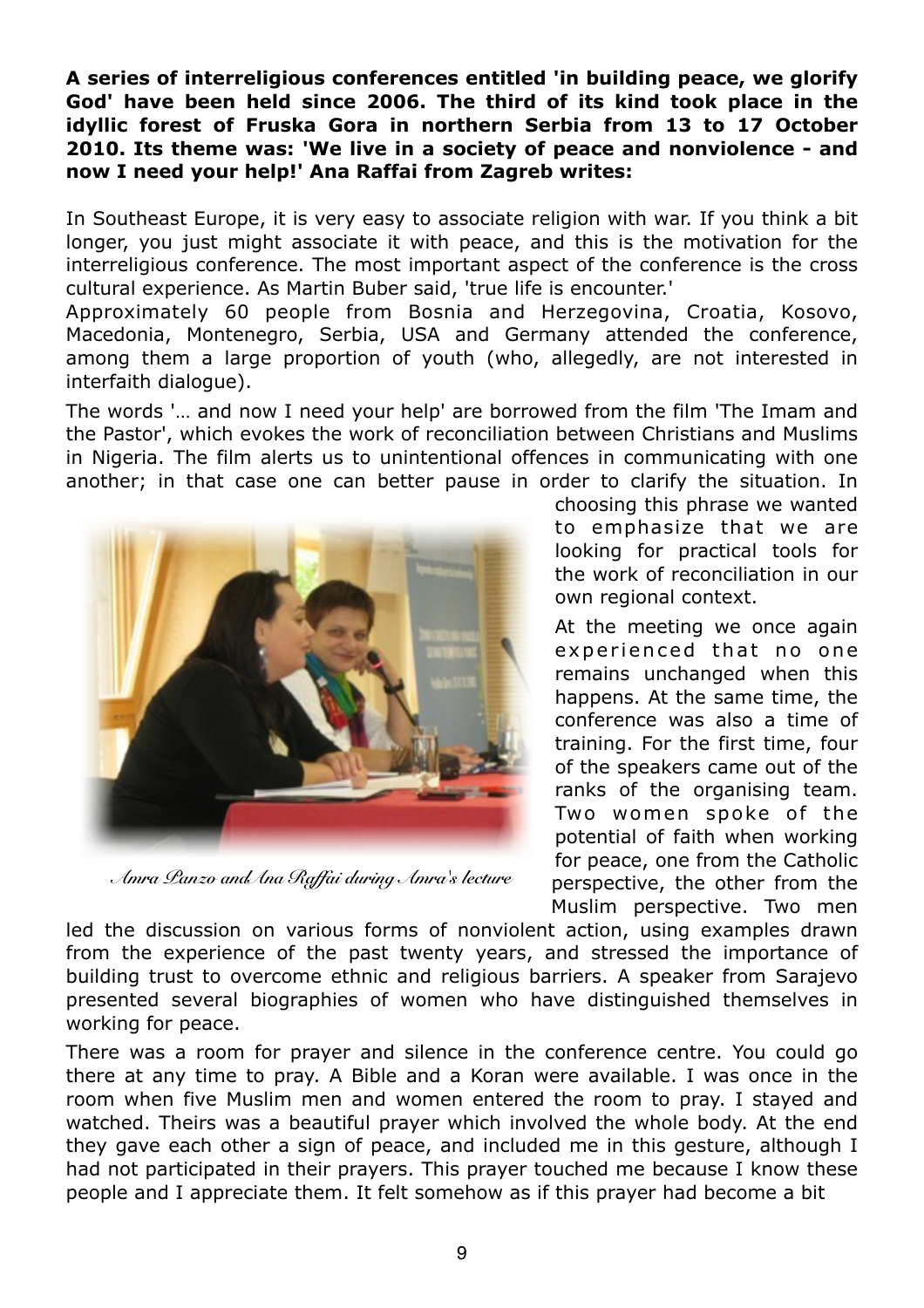**A series of interreligious conferences entitled 'in building peace, we glorify God' have been held since 2006. The third of its kind took place in the idyllic forest of Fruska Gora in northern Serbia from 13 to 17 October 2010. Its theme was: 'We live in a society of peace and nonviolence - and now I need your help!' Ana Raffai from Zagreb writes:**

In Southeast Europe, it is very easy to associate religion with war. If you think a bit longer, you just might associate it with peace, and this is the motivation for the interreligious conference. The most important aspect of the conference is the cross cultural experience. As Martin Buber said, 'true life is encounter.'

Approximately 60 people from Bosnia and Herzegovina, Croatia, Kosovo, Macedonia, Montenegro, Serbia, USA and Germany attended the conference, among them a large proportion of youth (who, allegedly, are not interested in interfaith dialogue).

The words '… and now I need your help' are borrowed from the film 'The Imam and the Pastor', which evokes the work of reconciliation between Christians and Muslims in Nigeria. The film alerts us to unintentional offences in communicating with one another; in that case one can better pause in order to clarify the situation. In choosing this phrase we wanted to emphasize that we are looking for practical tools for the work of reconciliation in our own regional context.

*Amra Panzo and Ana Raffai during Amra's lecture*

At the meeting we once again experienced that no one remains unchanged when this happens. At the same time, the conference was also a time of training. For the first time, four of the speakers came out of the ranks of the organising team. Two women spoke of the potential of faith when working for peace, one from the Catholic perspective, the other from the Muslim perspective. Two men led the discussion on various forms of nonviolent action, using examples drawn from the experience of the past twenty years, and stressed the importance of building trust to overcome ethnic and religious barriers. A speaker from Sarajevo presented several biographies of women who have distinguished themselves in working for peace.

There was a room for prayer and silence in the conference centre. You could go there at any time to pray. A Bible and a Koran were available. I was once in the room when five Muslim men and women entered the room to pray. I stayed and watched. Theirs was a beautiful prayer which involved the whole body. At the end they gave each other a sign of peace, and included me in this gesture, although I had not participated in their prayers. This prayer touched me because I know these people and I appreciate them. It felt somehow as if this prayer had become a bit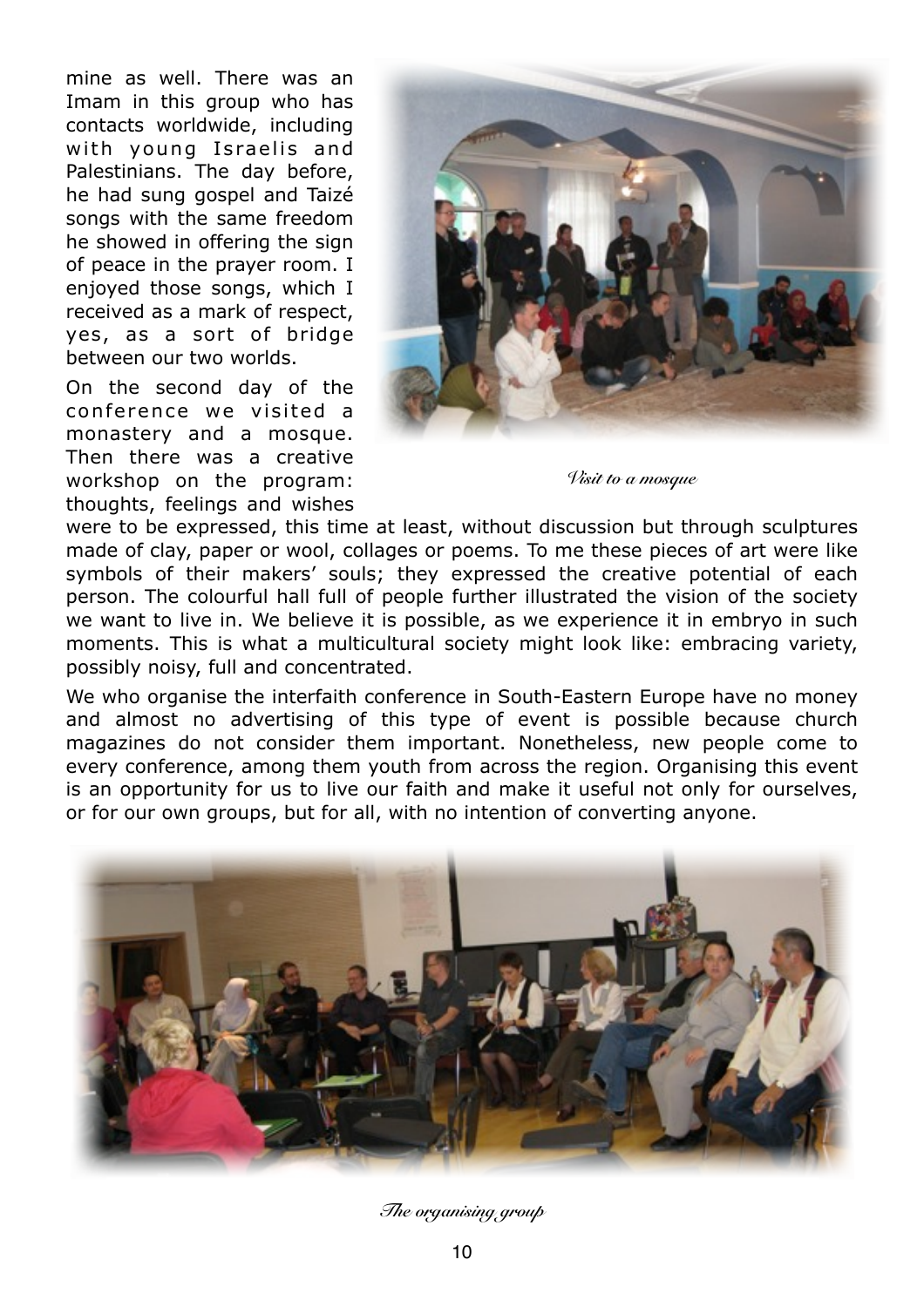mine as well. There was an Imam in this group who has contacts worldwide, including with young Israelis and Palestinians. The day before, he had sung gospel and Taizé songs with the same freedom he showed in offering the sign of peace in the prayer room. I enjoyed those songs, which I received as a mark of respect, yes, as a sort of bridge between our two worlds.

On the second day of the conference we visited a monastery and a mosque. Then there was a creative workshop on the program: thoughts, feelings and wishes were to be expressed, this time at least, without discussion but through sculptures made of clay, paper or wool, collages or poems. To me these pieces of art were like symbols of their makers' souls; they expressed the creative potential of each person. The colourful hall full of people further illustrated the vision of the society we want to live in. We believe it is possible, as we experience it in embryo in such moments. This is what a multicultural society might look like: embracing variety, possibly noisy, full and concentrated.

*Visit to a mosque*

We who organise the interfaith conference in South-Eastern Europe have no money and almost no advertising of this type of event is possible because church magazines do not consider them important. Nonetheless, new people come to every conference, among them youth from across the region. Organising this event is an opportunity for us to live our faith and make it useful not only for ourselves, or for our own groups, but for all, with no intention of converting anyone.

*The organising group*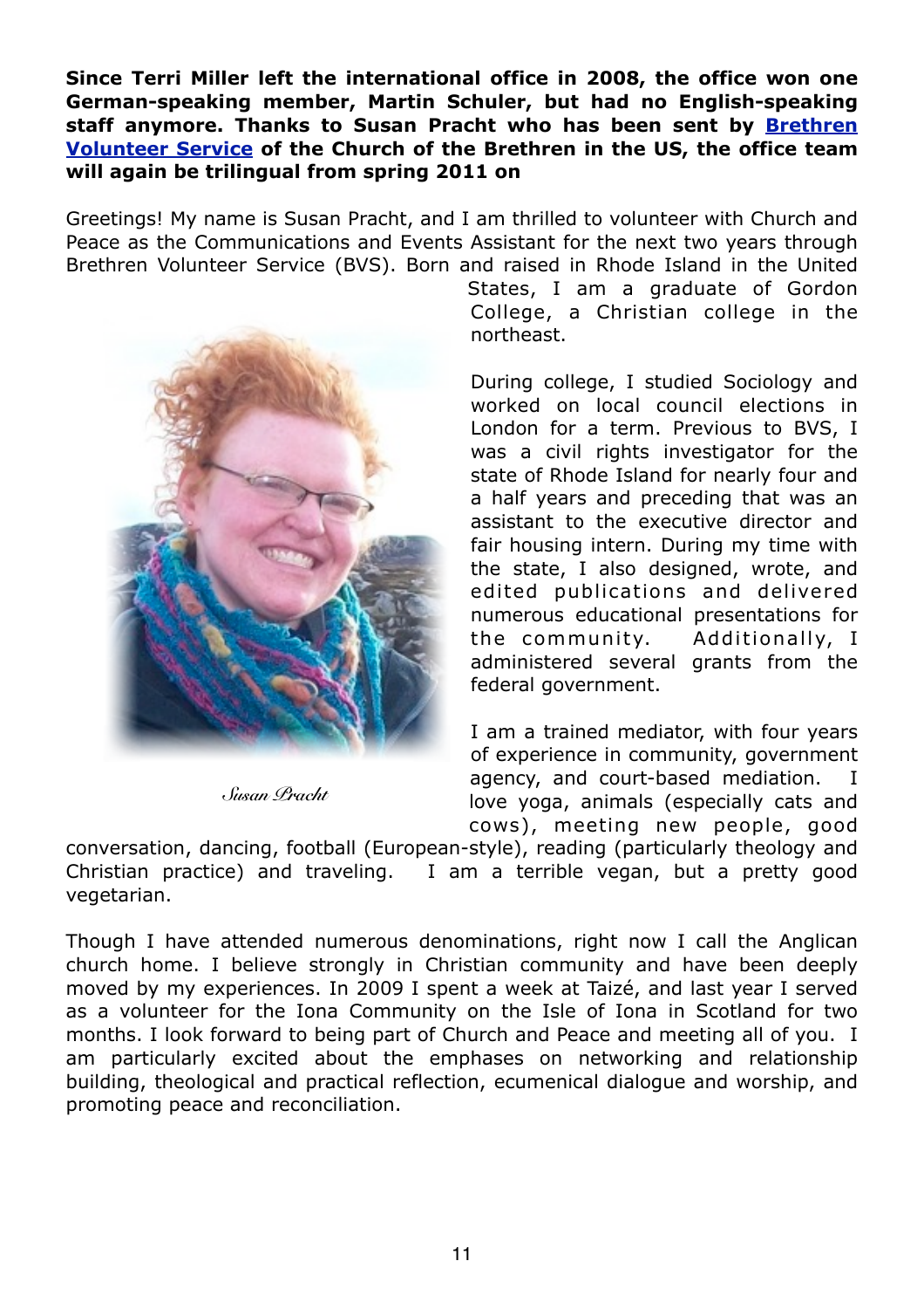**Since Terri Miller left the international office in 2008, the office won one German-speaking member, Martin Schuler, but had no English-speaking staff anymore. Thanks to Susan Pracht who has been sent by [Brethren Volunteer Service](Brethren Volunteer Service) of the Church of the Brethren in the US, the office team will again be trilingual from spring 2011 on**

Greetings! My name is Susan Pracht, and I am thrilled to volunteer with Church and Peace as the Communications and Events Assistant for the next two years through Brethren Volunteer Service (BVS). Born and raised in Rhode Island in the United States, I am a graduate of Gordon College, a Christian college in the northeast.

*Susan Pracht*

During college, I studied Sociology and worked on local council elections in London for a term. Previous to BVS, I was a civil rights investigator for the state of Rhode Island for nearly four and a half years and preceding that was an assistant to the executive director and fair housing intern. During my time with the state, I also designed, wrote, and edited publications and delivered numerous educational presentations for the community. Additionally, I administered several grants from the federal government.

I am a trained mediator, with four years of experience in community, government agency, and court-based mediation. I love yoga, animals (especially cats and cows), meeting new people, good conversation, dancing, football (European-style), reading (particularly theology and Christian practice) and traveling. I am a terrible vegan, but a pretty good vegetarian.

Though I have attended numerous denominations, right now I call the Anglican church home. I believe strongly in Christian community and have been deeply moved by my experiences. In 2009 I spent a week at Taizé, and last year I served as a volunteer for the Iona Community on the Isle of Iona in Scotland for two months. I look forward to being part of Church and Peace and meeting all of you. I am particularly excited about the emphases on networking and relationship building, theological and practical reflection, ecumenical dialogue and worship, and promoting peace and reconciliation.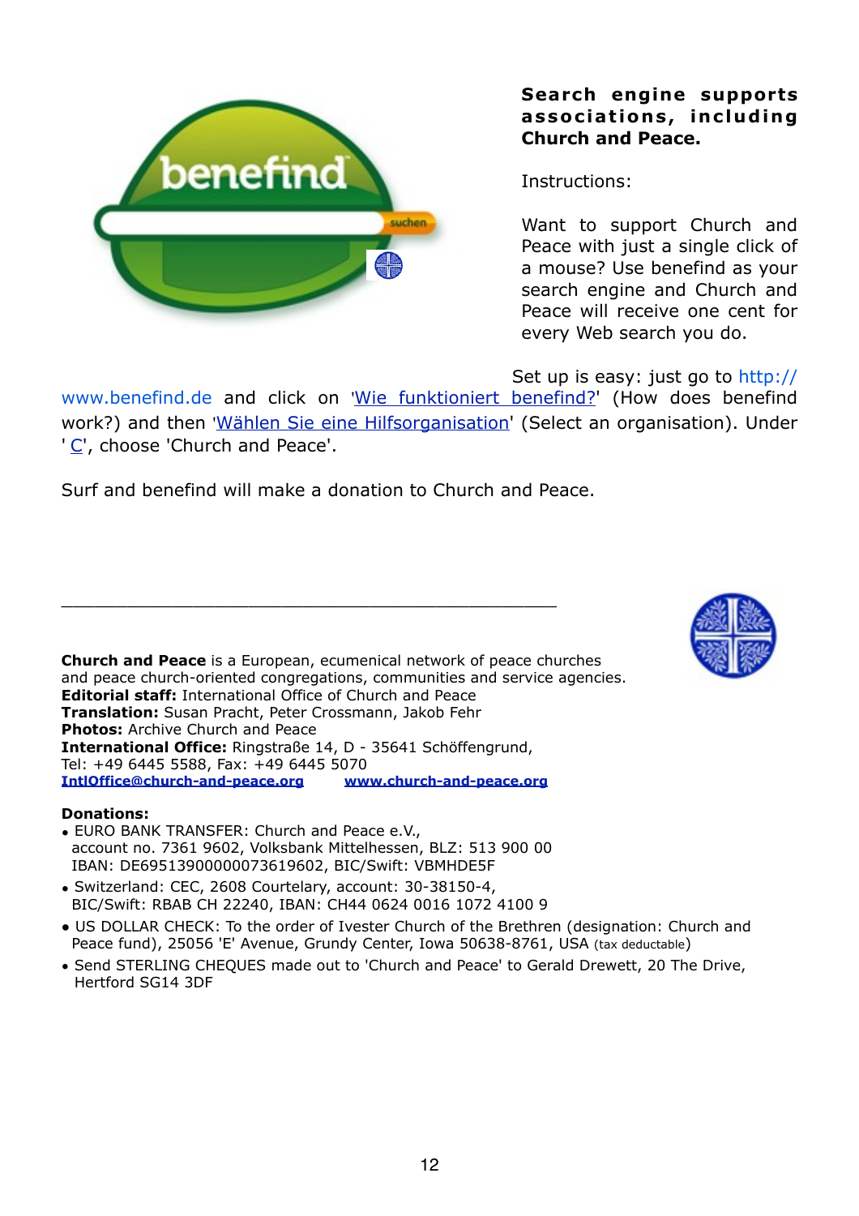**Search engine supports associations, including Church and Peace.**

Instructions:

Want to support Church and Peace with just a single click of a mouse? Use benefind as your search engine and Church and Peace will receive one cent for every Web search you do.

Set up is easy: just go to http://www.benefind.de and click on 'Wie funktioniert benefind?' (How does benefind work?) and then 'Wählen Sie eine Hilfsorganisation' (Select an organisation). Under ' C', choose 'Church and Peace'.

Surf and benefind will make a donation to Church and Peace.

---

**Church and Peace** is a European, ecumenical network of peace churches and peace church-oriented congregations, communities and service agencies.
**Editorial staff:** International Office of Church and Peace
**Translation:** Susan Pracht, Peter Crossmann, Jakob Fehr
**Photos:** Archive Church and Peace
**International Office:** Ringstraße 14, D - 35641 Schöffengrund,
Tel: +49 6445 5588, Fax: +49 6445 5070
**IntlOffice@church-and-peace.org** **www.church-and-peace.org**

**Donations:**

- EURO BANK TRANSFER: Church and Peace e.V., account no. 7361 9602, Volksbank Mittelhessen, BLZ: 513 900 00 IBAN: DE69513900000073619602, BIC/Swift: VBMHDE5F
- Switzerland: CEC, 2608 Courtelary, account: 30-38150-4, BIC/Swift: RBAB CH 22240, IBAN: CH44 0624 0016 1072 4100 9
- US DOLLAR CHECK: To the order of Ivester Church of the Brethren (designation: Church and Peace fund), 25056 'E' Avenue, Grundy Center, Iowa 50638-8761, USA (tax deductable)
- Send STERLING CHEQUES made out to 'Church and Peace' to Gerald Drewett, 20 The Drive, Hertford SG14 3DF